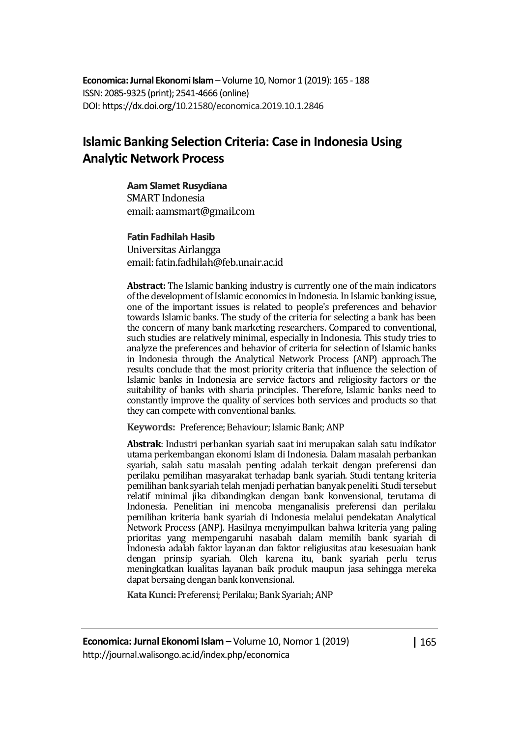**Economica: Jurnal Ekonomi Islam** – Volume 10, Nomor 1 (2019): 165 - 188
ISSN: 2085-9325 (print); 2541-4666 (online)
DOI: https://dx.doi.org/10.21580/economica.2019.10.1.2846

# Islamic Banking Selection Criteria: Case in Indonesia Using Analytic Network Process

**Aam Slamet Rusydiana**
SMART Indonesia
email: aamsmart@gmail.com

**Fatin Fadhilah Hasib**
Universitas Airlangga
email: fatin.fadhilah@feb.unair.ac.id

**Abstract:** The Islamic banking industry is currently one of the main indicators of the development of Islamic economics in Indonesia. In Islamic banking issue, one of the important issues is related to people's preferences and behavior towards Islamic banks. The study of the criteria for selecting a bank has been the concern of many bank marketing researchers. Compared to conventional, such studies are relatively minimal, especially in Indonesia. This study tries to analyze the preferences and behavior of criteria for selection of Islamic banks in Indonesia through the Analytical Network Process (ANP) approach.The results conclude that the most priority criteria that influence the selection of Islamic banks in Indonesia are service factors and religiosity factors or the suitability of banks with sharia principles. Therefore, Islamic banks need to constantly improve the quality of services both services and products so that they can compete with conventional banks.

**Keywords:** Preference; Behaviour; Islamic Bank; ANP

**Abstrak**: Industri perbankan syariah saat ini merupakan salah satu indikator utama perkembangan ekonomi Islam di Indonesia. Dalam masalah perbankan syariah, salah satu masalah penting adalah terkait dengan preferensi dan perilaku pemilihan masyarakat terhadap bank syariah. Studi tentang kriteria pemilihan bank syariah telah menjadi perhatian banyak peneliti. Studi tersebut relatif minimal jika dibandingkan dengan bank konvensional, terutama di Indonesia. Penelitian ini mencoba menganalisis preferensi dan perilaku pemilihan kriteria bank syariah di Indonesia melalui pendekatan Analytical Network Process (ANP). Hasilnya menyimpulkan bahwa kriteria yang paling prioritas yang mempengaruhi nasabah dalam memilih bank syariah di Indonesia adalah faktor layanan dan faktor religiusitas atau kesesuaian bank dengan prinsip syariah. Oleh karena itu, bank syariah perlu terus meningkatkan kualitas layanan baik produk maupun jasa sehingga mereka dapat bersaing dengan bank konvensional.

**Kata Kunci:** Preferensi; Perilaku; Bank Syariah; ANP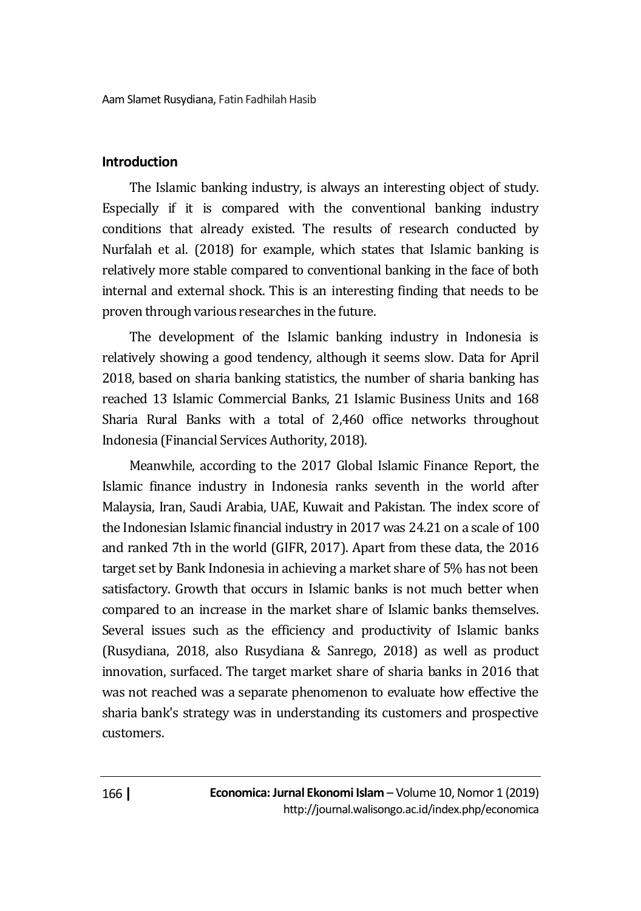## Introduction

The Islamic banking industry, is always an interesting object of study. Especially if it is compared with the conventional banking industry conditions that already existed. The results of research conducted by Nurfalah et al. (2018) for example, which states that Islamic banking is relatively more stable compared to conventional banking in the face of both internal and external shock. This is an interesting finding that needs to be proven through various researches in the future.

The development of the Islamic banking industry in Indonesia is relatively showing a good tendency, although it seems slow. Data for April 2018, based on sharia banking statistics, the number of sharia banking has reached 13 Islamic Commercial Banks, 21 Islamic Business Units and 168 Sharia Rural Banks with a total of 2,460 office networks throughout Indonesia (Financial Services Authority, 2018).

Meanwhile, according to the 2017 Global Islamic Finance Report, the Islamic finance industry in Indonesia ranks seventh in the world after Malaysia, Iran, Saudi Arabia, UAE, Kuwait and Pakistan. The index score of the Indonesian Islamic financial industry in 2017 was 24.21 on a scale of 100 and ranked 7th in the world (GIFR, 2017). Apart from these data, the 2016 target set by Bank Indonesia in achieving a market share of 5% has not been satisfactory. Growth that occurs in Islamic banks is not much better when compared to an increase in the market share of Islamic banks themselves. Several issues such as the efficiency and productivity of Islamic banks (Rusydiana, 2018, also Rusydiana & Sanrego, 2018) as well as product innovation, surfaced. The target market share of sharia banks in 2016 that was not reached was a separate phenomenon to evaluate how effective the sharia bank's strategy was in understanding its customers and prospective customers.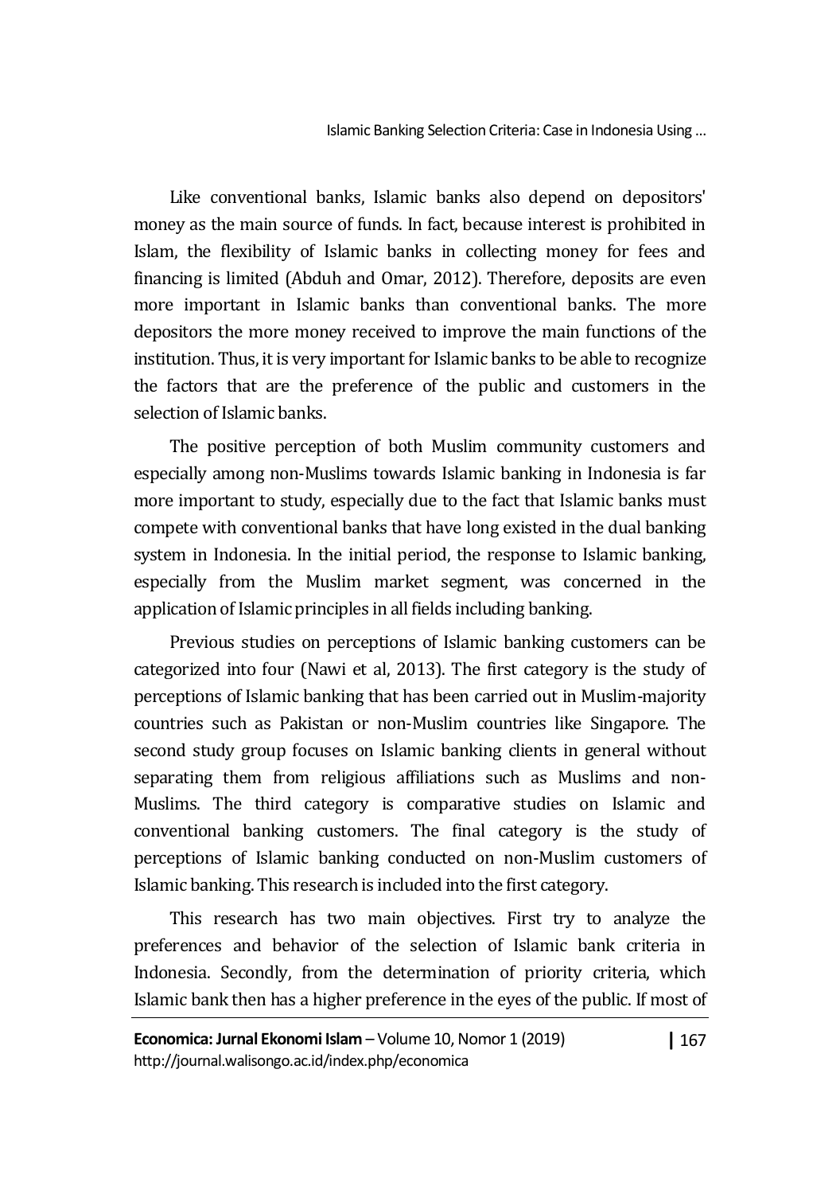Like conventional banks, Islamic banks also depend on depositors' money as the main source of funds. In fact, because interest is prohibited in Islam, the flexibility of Islamic banks in collecting money for fees and financing is limited (Abduh and Omar, 2012). Therefore, deposits are even more important in Islamic banks than conventional banks. The more depositors the more money received to improve the main functions of the institution. Thus, it is very important for Islamic banks to be able to recognize the factors that are the preference of the public and customers in the selection of Islamic banks.

The positive perception of both Muslim community customers and especially among non-Muslims towards Islamic banking in Indonesia is far more important to study, especially due to the fact that Islamic banks must compete with conventional banks that have long existed in the dual banking system in Indonesia. In the initial period, the response to Islamic banking, especially from the Muslim market segment, was concerned in the application of Islamic principles in all fields including banking.

Previous studies on perceptions of Islamic banking customers can be categorized into four (Nawi et al, 2013). The first category is the study of perceptions of Islamic banking that has been carried out in Muslim-majority countries such as Pakistan or non-Muslim countries like Singapore. The second study group focuses on Islamic banking clients in general without separating them from religious affiliations such as Muslims and non-Muslims. The third category is comparative studies on Islamic and conventional banking customers. The final category is the study of perceptions of Islamic banking conducted on non-Muslim customers of Islamic banking. This research is included into the first category.

This research has two main objectives. First try to analyze the preferences and behavior of the selection of Islamic bank criteria in Indonesia. Secondly, from the determination of priority criteria, which Islamic bank then has a higher preference in the eyes of the public. If most of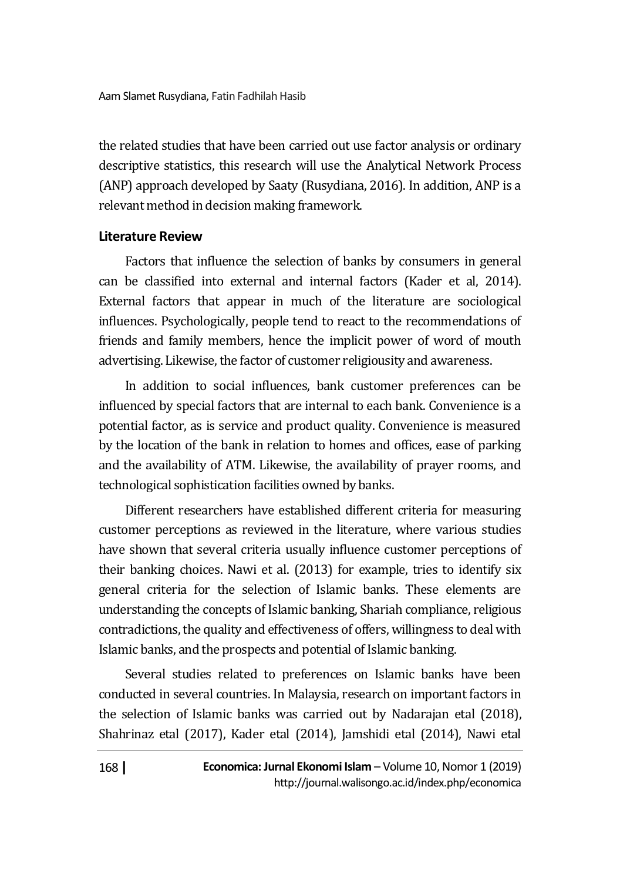the related studies that have been carried out use factor analysis or ordinary descriptive statistics, this research will use the Analytical Network Process (ANP) approach developed by Saaty (Rusydiana, 2016). In addition, ANP is a relevant method in decision making framework.

## Literature Review

Factors that influence the selection of banks by consumers in general can be classified into external and internal factors (Kader et al, 2014). External factors that appear in much of the literature are sociological influences. Psychologically, people tend to react to the recommendations of friends and family members, hence the implicit power of word of mouth advertising. Likewise, the factor of customer religiousity and awareness.

In addition to social influences, bank customer preferences can be influenced by special factors that are internal to each bank. Convenience is a potential factor, as is service and product quality. Convenience is measured by the location of the bank in relation to homes and offices, ease of parking and the availability of ATM. Likewise, the availability of prayer rooms, and technological sophistication facilities owned by banks.

Different researchers have established different criteria for measuring customer perceptions as reviewed in the literature, where various studies have shown that several criteria usually influence customer perceptions of their banking choices. Nawi et al. (2013) for example, tries to identify six general criteria for the selection of Islamic banks. These elements are understanding the concepts of Islamic banking, Shariah compliance, religious contradictions, the quality and effectiveness of offers, willingness to deal with Islamic banks, and the prospects and potential of Islamic banking.

Several studies related to preferences on Islamic banks have been conducted in several countries. In Malaysia, research on important factors in the selection of Islamic banks was carried out by Nadarajan etal (2018), Shahrinaz etal (2017), Kader etal (2014), Jamshidi etal (2014), Nawi etal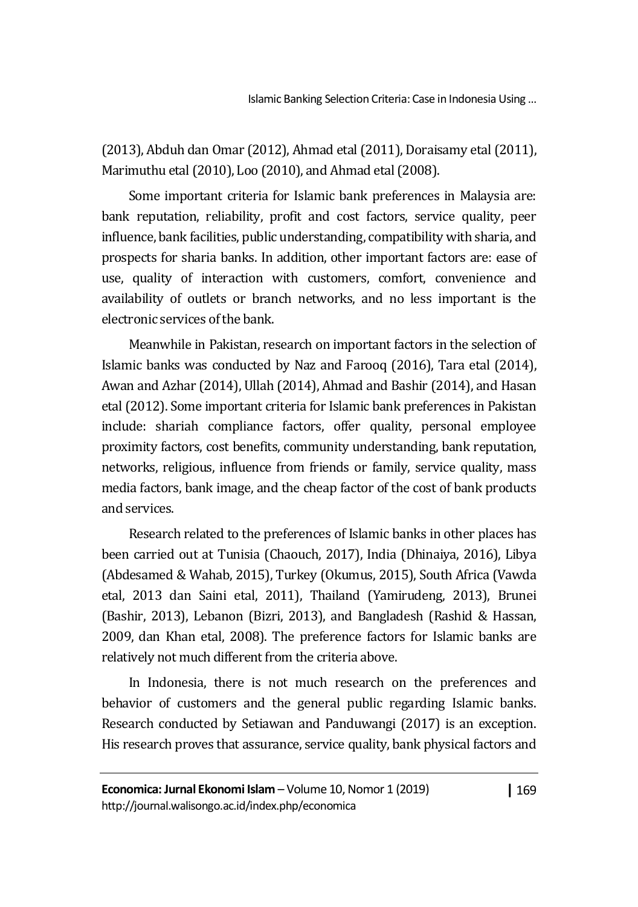(2013), Abduh dan Omar (2012), Ahmad etal (2011), Doraisamy etal (2011), Marimuthu etal (2010), Loo (2010), and Ahmad etal (2008).

Some important criteria for Islamic bank preferences in Malaysia are: bank reputation, reliability, profit and cost factors, service quality, peer influence, bank facilities, public understanding, compatibility with sharia, and prospects for sharia banks. In addition, other important factors are: ease of use, quality of interaction with customers, comfort, convenience and availability of outlets or branch networks, and no less important is the electronic services of the bank.

Meanwhile in Pakistan, research on important factors in the selection of Islamic banks was conducted by Naz and Farooq (2016), Tara etal (2014), Awan and Azhar (2014), Ullah (2014), Ahmad and Bashir (2014), and Hasan etal (2012). Some important criteria for Islamic bank preferences in Pakistan include: shariah compliance factors, offer quality, personal employee proximity factors, cost benefits, community understanding, bank reputation, networks, religious, influence from friends or family, service quality, mass media factors, bank image, and the cheap factor of the cost of bank products and services.

Research related to the preferences of Islamic banks in other places has been carried out at Tunisia (Chaouch, 2017), India (Dhinaiya, 2016), Libya (Abdesamed & Wahab, 2015), Turkey (Okumus, 2015), South Africa (Vawda etal, 2013 dan Saini etal, 2011), Thailand (Yamirudeng, 2013), Brunei (Bashir, 2013), Lebanon (Bizri, 2013), and Bangladesh (Rashid & Hassan, 2009, dan Khan etal, 2008). The preference factors for Islamic banks are relatively not much different from the criteria above.

In Indonesia, there is not much research on the preferences and behavior of customers and the general public regarding Islamic banks. Research conducted by Setiawan and Panduwangi (2017) is an exception. His research proves that assurance, service quality, bank physical factors and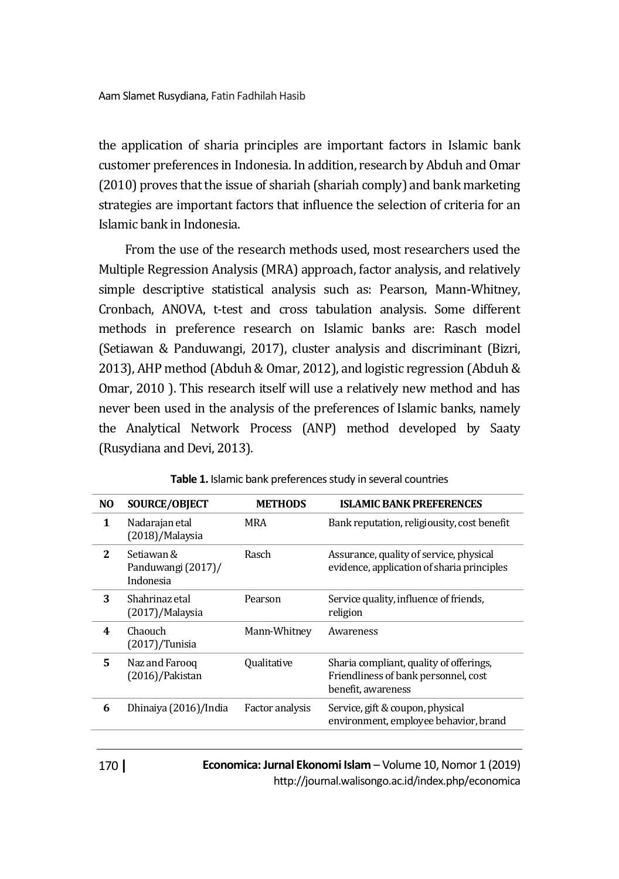the application of sharia principles are important factors in Islamic bank customer preferences in Indonesia. In addition, research by Abduh and Omar (2010) proves that the issue of shariah (shariah comply) and bank marketing strategies are important factors that influence the selection of criteria for an Islamic bank in Indonesia.

From the use of the research methods used, most researchers used the Multiple Regression Analysis (MRA) approach, factor analysis, and relatively simple descriptive statistical analysis such as: Pearson, Mann-Whitney, Cronbach, ANOVA, t-test and cross tabulation analysis. Some different methods in preference research on Islamic banks are: Rasch model (Setiawan & Panduwangi, 2017), cluster analysis and discriminant (Bizri, 2013), AHP method (Abduh & Omar, 2012), and logistic regression (Abduh & Omar, 2010 ). This research itself will use a relatively new method and has never been used in the analysis of the preferences of Islamic banks, namely the Analytical Network Process (ANP) method developed by Saaty (Rusydiana and Devi, 2013).

**Table 1.** Islamic bank preferences study in several countries

| NO | SOURCE/OBJECT | METHODS | ISLAMIC BANK PREFERENCES |
|---|---|---|---|
| 1 | Nadarajan etal (2018)/Malaysia | MRA | Bank reputation, religiousity, cost benefit |
| 2 | Setiawan & Panduwangi (2017)/ Indonesia | Rasch | Assurance, quality of service, physical evidence, application of sharia principles |
| 3 | Shahrinaz etal (2017)/Malaysia | Pearson | Service quality, influence of friends, religion |
| 4 | Chaouch (2017)/Tunisia | Mann-Whitney | Awareness |
| 5 | Naz and Farooq (2016)/Pakistan | Qualitative | Sharia compliant, quality of offerings, Friendliness of bank personnel, cost benefit, awareness |
| 6 | Dhinaiya (2016)/India | Factor analysis | Service, gift & coupon, physical environment, employee behavior, brand |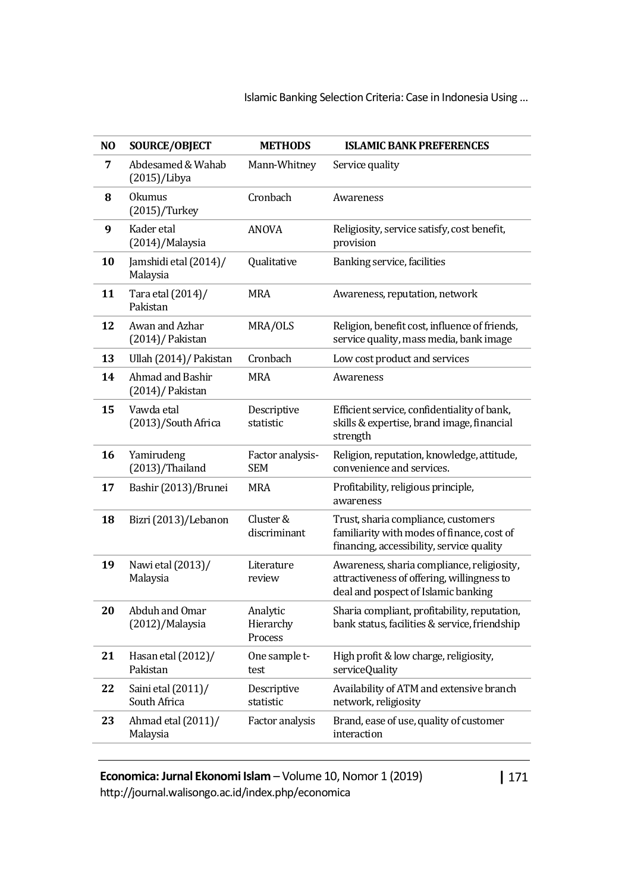| NO | SOURCE/OBJECT | METHODS | ISLAMIC BANK PREFERENCES |
|---|---|---|---|
| 7 | Abdesamed & Wahab (2015)/Libya | Mann-Whitney | Service quality |
| 8 | Okumus (2015)/Turkey | Cronbach | Awareness |
| 9 | Kader etal (2014)/Malaysia | ANOVA | Religiosity, service satisfy, cost benefit, provision |
| 10 | Jamshidi etal (2014)/ Malaysia | Qualitative | Banking service, facilities |
| 11 | Tara etal (2014)/ Pakistan | MRA | Awareness, reputation, network |
| 12 | Awan and Azhar (2014)/ Pakistan | MRA/OLS | Religion, benefit cost, influence of friends, service quality, mass media, bank image |
| 13 | Ullah (2014)/ Pakistan | Cronbach | Low cost product and services |
| 14 | Ahmad and Bashir (2014)/ Pakistan | MRA | Awareness |
| 15 | Vawda etal (2013)/South Africa | Descriptive statistic | Efficient service, confidentiality of bank, skills & expertise, brand image, financial strength |
| 16 | Yamirudeng (2013)/Thailand | Factor analysis-SEM | Religion, reputation, knowledge, attitude, convenience and services. |
| 17 | Bashir (2013)/Brunei | MRA | Profitability, religious principle, awareness |
| 18 | Bizri (2013)/Lebanon | Cluster & discriminant | Trust, sharia compliance, customers familiarity with modes of finance, cost of financing, accessibility, service quality |
| 19 | Nawi etal (2013)/ Malaysia | Literature review | Awareness, sharia compliance, religiosity, attractiveness of offering, willingness to deal and pospect of Islamic banking |
| 20 | Abduh and Omar (2012)/Malaysia | Analytic Hierarchy Process | Sharia compliant, profitability, reputation, bank status, facilities & service, friendship |
| 21 | Hasan etal (2012)/ Pakistan | One sample t-test | High profit & low charge, religiosity, serviceQuality |
| 22 | Saini etal (2011)/ South Africa | Descriptive statistic | Availability of ATM and extensive branch network, religiosity |
| 23 | Ahmad etal (2011)/ Malaysia | Factor analysis | Brand, ease of use, quality of customer interaction |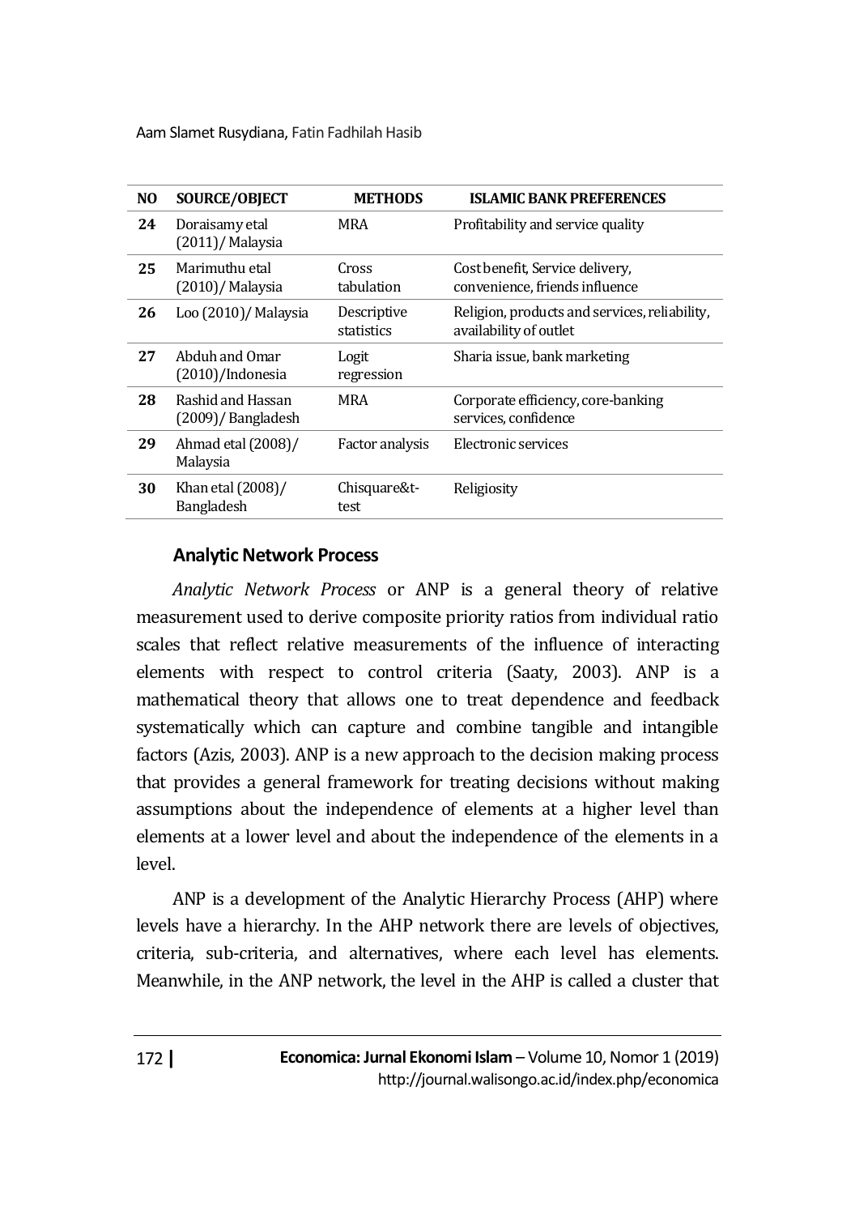| NO | SOURCE/OBJECT | METHODS | ISLAMIC BANK PREFERENCES |
|---|---|---|---|
| **24** | Doraisamy etal (2011)/ Malaysia | MRA | Profitability and service quality |
| **25** | Marimuthu etal (2010)/ Malaysia | Cross tabulation | Cost benefit, Service delivery, convenience, friends influence |
| **26** | Loo (2010)/ Malaysia | Descriptive statistics | Religion, products and services, reliability, availability of outlet |
| **27** | Abduh and Omar (2010)/Indonesia | Logit regression | Sharia issue, bank marketing |
| **28** | Rashid and Hassan (2009)/ Bangladesh | MRA | Corporate efficiency, core-banking services, confidence |
| **29** | Ahmad etal (2008)/ Malaysia | Factor analysis | Electronic services |
| **30** | Khan etal (2008)/ Bangladesh | Chisquare&t-test | Religiosity |

## Analytic Network Process

*Analytic Network Process* or ANP is a general theory of relative measurement used to derive composite priority ratios from individual ratio scales that reflect relative measurements of the influence of interacting elements with respect to control criteria (Saaty, 2003). ANP is a mathematical theory that allows one to treat dependence and feedback systematically which can capture and combine tangible and intangible factors (Azis, 2003). ANP is a new approach to the decision making process that provides a general framework for treating decisions without making assumptions about the independence of elements at a higher level than elements at a lower level and about the independence of the elements in a level.

ANP is a development of the Analytic Hierarchy Process (AHP) where levels have a hierarchy. In the AHP network there are levels of objectives, criteria, sub-criteria, and alternatives, where each level has elements. Meanwhile, in the ANP network, the level in the AHP is called a cluster that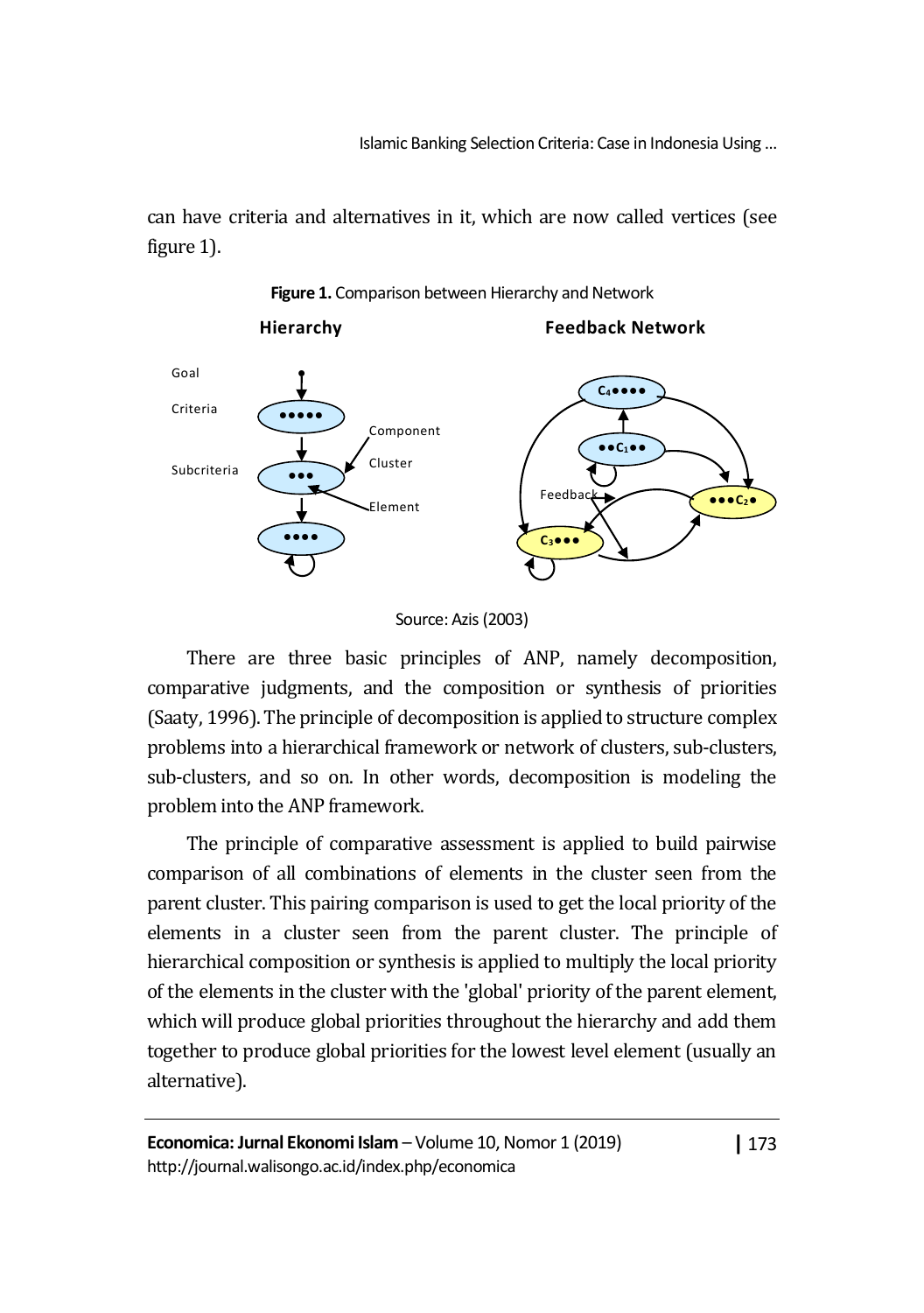can have criteria and alternatives in it, which are now called vertices (see figure 1).

**Figure 1.** Comparison between Hierarchy and Network

Source: Azis (2003)

There are three basic principles of ANP, namely decomposition, comparative judgments, and the composition or synthesis of priorities (Saaty, 1996). The principle of decomposition is applied to structure complex problems into a hierarchical framework or network of clusters, sub-clusters, sub-clusters, and so on. In other words, decomposition is modeling the problem into the ANP framework.

The principle of comparative assessment is applied to build pairwise comparison of all combinations of elements in the cluster seen from the parent cluster. This pairing comparison is used to get the local priority of the elements in a cluster seen from the parent cluster. The principle of hierarchical composition or synthesis is applied to multiply the local priority of the elements in the cluster with the 'global' priority of the parent element, which will produce global priorities throughout the hierarchy and add them together to produce global priorities for the lowest level element (usually an alternative).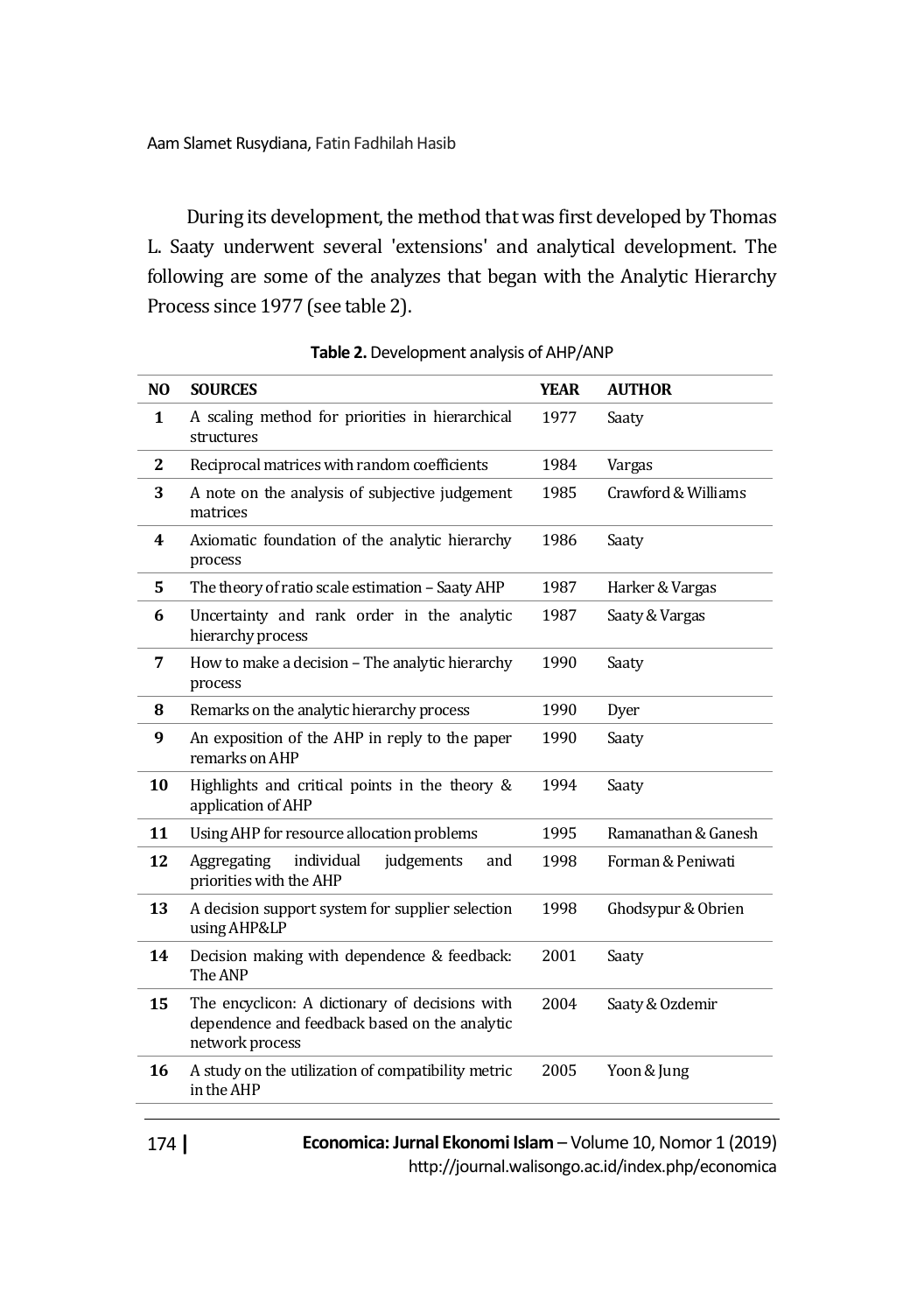During its development, the method that was first developed by Thomas L. Saaty underwent several 'extensions' and analytical development. The following are some of the analyzes that began with the Analytic Hierarchy Process since 1977 (see table 2).

**Table 2.** Development analysis of AHP/ANP

| NO | SOURCES | YEAR | AUTHOR |
|---|---|---|---|
| 1 | A scaling method for priorities in hierarchical structures | 1977 | Saaty |
| 2 | Reciprocal matrices with random coefficients | 1984 | Vargas |
| 3 | A note on the analysis of subjective judgement matrices | 1985 | Crawford & Williams |
| 4 | Axiomatic foundation of the analytic hierarchy process | 1986 | Saaty |
| 5 | The theory of ratio scale estimation – Saaty AHP | 1987 | Harker & Vargas |
| 6 | Uncertainty and rank order in the analytic hierarchy process | 1987 | Saaty & Vargas |
| 7 | How to make a decision – The analytic hierarchy process | 1990 | Saaty |
| 8 | Remarks on the analytic hierarchy process | 1990 | Dyer |
| 9 | An exposition of the AHP in reply to the paper remarks on AHP | 1990 | Saaty |
| 10 | Highlights and critical points in the theory & application of AHP | 1994 | Saaty |
| 11 | Using AHP for resource allocation problems | 1995 | Ramanathan & Ganesh |
| 12 | Aggregating individual judgements and priorities with the AHP | 1998 | Forman & Peniwati |
| 13 | A decision support system for supplier selection using AHP&LP | 1998 | Ghodsypur & Obrien |
| 14 | Decision making with dependence & feedback: The ANP | 2001 | Saaty |
| 15 | The encyclicon: A dictionary of decisions with dependence and feedback based on the analytic network process | 2004 | Saaty & Ozdemir |
| 16 | A study on the utilization of compatibility metric in the AHP | 2005 | Yoon & Jung |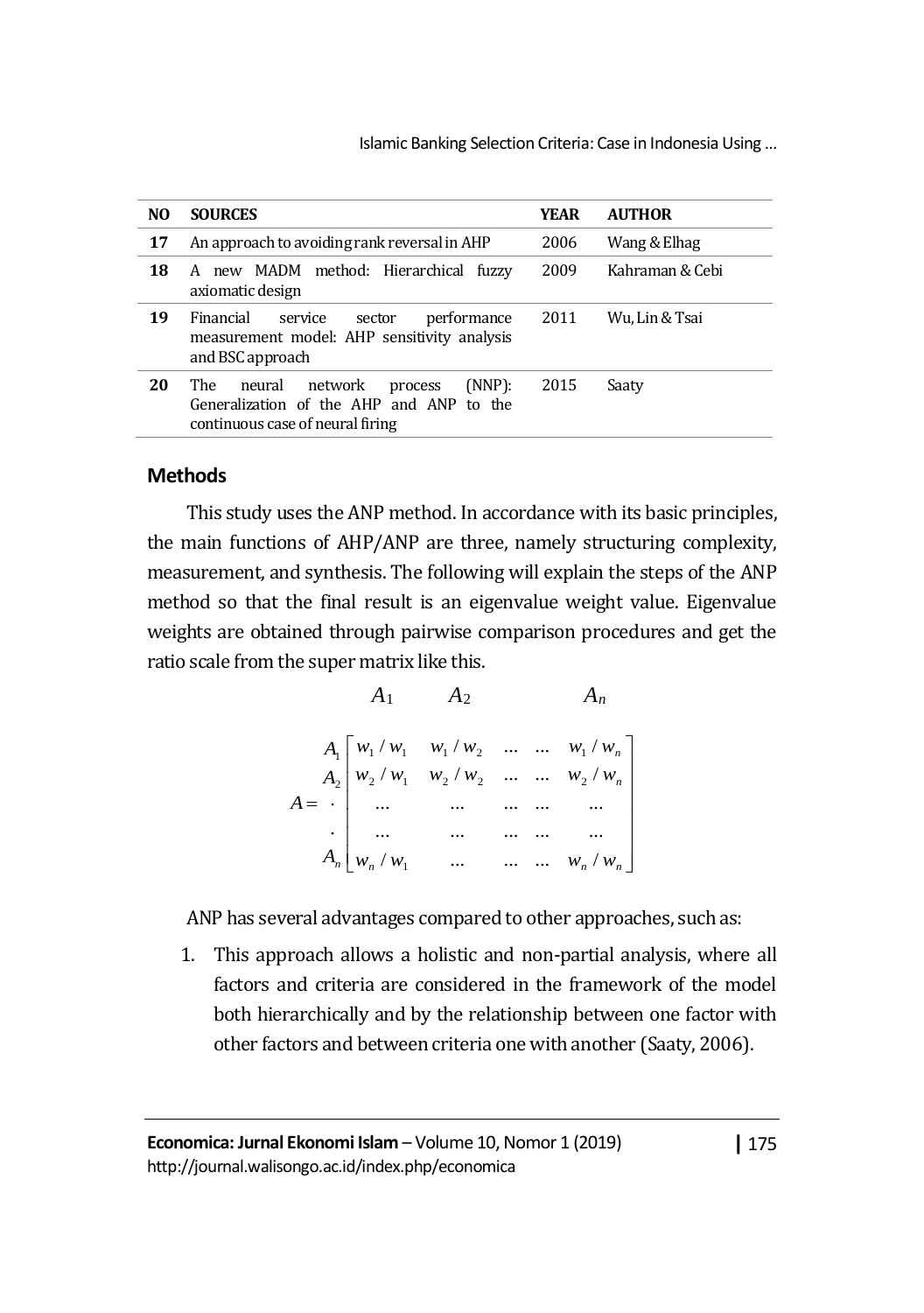| NO | SOURCES | YEAR | AUTHOR |
|---|---|---|---|
| **17** | An approach to avoiding rank reversal in AHP | 2006 | Wang & Elhag |
| **18** | A new MADM method: Hierarchical fuzzy axiomatic design | 2009 | Kahraman & Cebi |
| **19** | Financial service sector performance measurement model: AHP sensitivity analysis and BSC approach | 2011 | Wu, Lin & Tsai |
| **20** | The neural network process (NNP): Generalization of the AHP and ANP to the continuous case of neural firing | 2015 | Saaty |

## Methods

This study uses the ANP method. In accordance with its basic principles, the main functions of AHP/ANP are three, namely structuring complexity, measurement, and synthesis. The following will explain the steps of the ANP method so that the final result is an eigenvalue weight value. Eigenvalue weights are obtained through pairwise comparison procedures and get the ratio scale from the super matrix like this.

$$
A = \begin{array}{c} \\ A_1 \\ A_2 \\ \cdot \\ \cdot \\ A_n \end{array}
\begin{array}{c} \begin{array}{ccccc} A_1 & A_2 & & & A_n \end{array} \\
\begin{bmatrix}
w_1/w_1 & w_1/w_2 & \dots & \dots & w_1/w_n \\
w_2/w_1 & w_2/w_2 & \dots & \dots & w_2/w_n \\
\dots & \dots & \dots & \dots & \dots \\
\dots & \dots & \dots & \dots & \dots \\
w_n/w_1 & \dots & \dots & \dots & w_n/w_n
\end{bmatrix}
\end{array}
$$

ANP has several advantages compared to other approaches, such as:

1. This approach allows a holistic and non-partial analysis, where all factors and criteria are considered in the framework of the model both hierarchically and by the relationship between one factor with other factors and between criteria one with another (Saaty, 2006).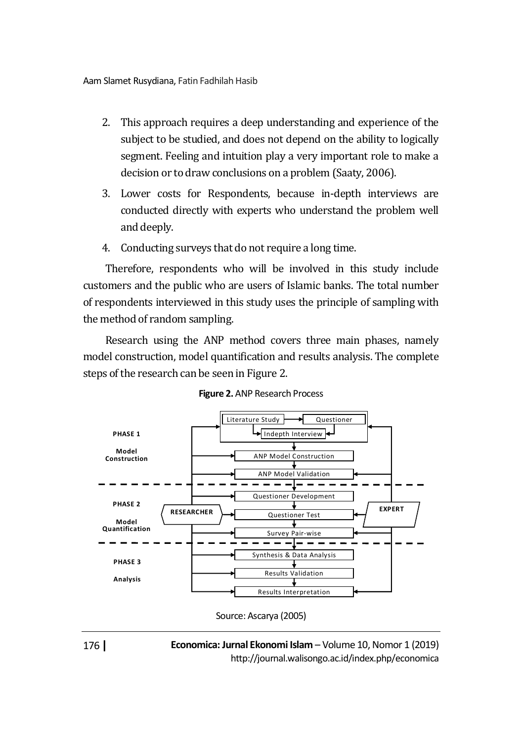2. This approach requires a deep understanding and experience of the subject to be studied, and does not depend on the ability to logically segment. Feeling and intuition play a very important role to make a decision or to draw conclusions on a problem (Saaty, 2006).
3. Lower costs for Respondents, because in-depth interviews are conducted directly with experts who understand the problem well and deeply.
4. Conducting surveys that do not require a long time.

Therefore, respondents who will be involved in this study include customers and the public who are users of Islamic banks. The total number of respondents interviewed in this study uses the principle of sampling with the method of random sampling.

Research using the ANP method covers three main phases, namely model construction, model quantification and results analysis. The complete steps of the research can be seen in Figure 2.

**Figure 2.** ANP Research Process

PHASE 1 — Model Construction
- Literature Study → Questioner → Indepth Interview
- ANP Model Construction
- ANP Model Validation

PHASE 2 — Model Quantification
- Questioner Development
- Questioner Test
- Survey Pair-wise

PHASE 3 — Analysis
- Synthesis & Data Analysis
- Results Validation
- Results Interpretation

RESEARCHER — EXPERT

Source: Ascarya (2005)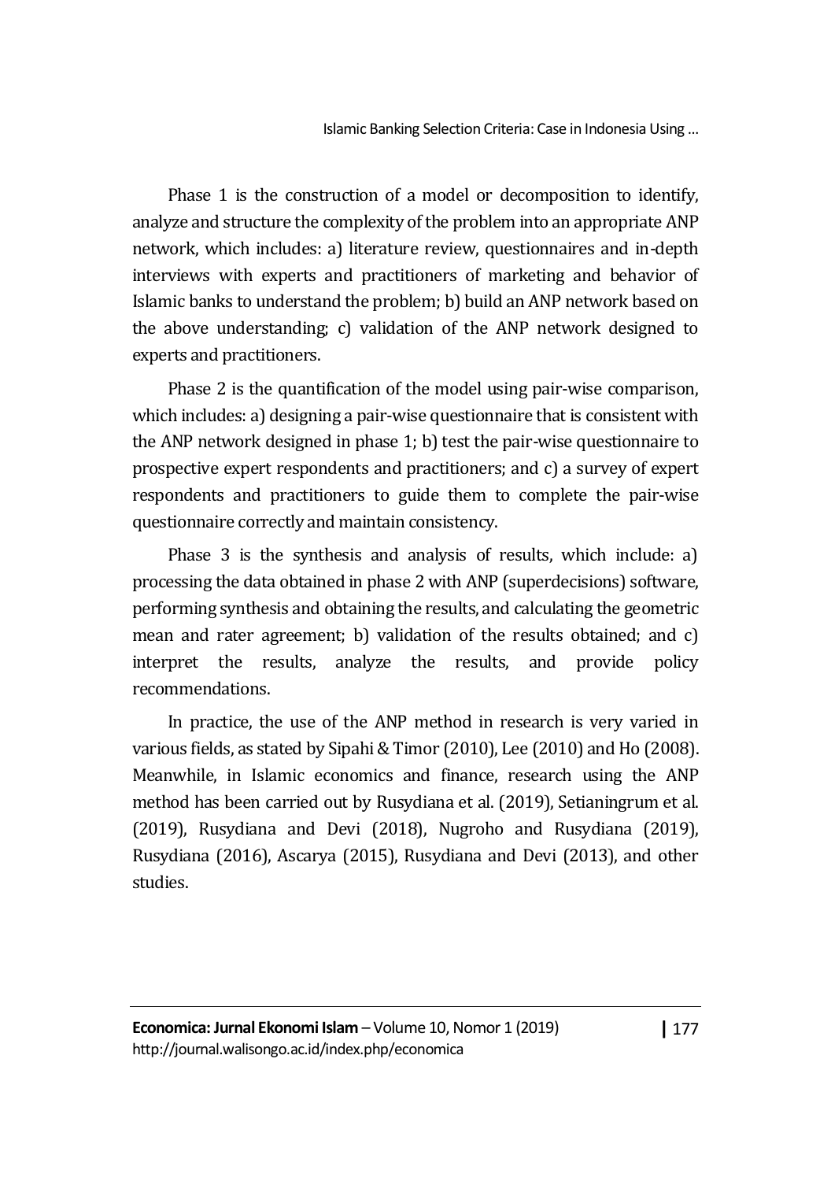Phase 1 is the construction of a model or decomposition to identify, analyze and structure the complexity of the problem into an appropriate ANP network, which includes: a) literature review, questionnaires and in-depth interviews with experts and practitioners of marketing and behavior of Islamic banks to understand the problem; b) build an ANP network based on the above understanding; c) validation of the ANP network designed to experts and practitioners.

Phase 2 is the quantification of the model using pair-wise comparison, which includes: a) designing a pair-wise questionnaire that is consistent with the ANP network designed in phase 1; b) test the pair-wise questionnaire to prospective expert respondents and practitioners; and c) a survey of expert respondents and practitioners to guide them to complete the pair-wise questionnaire correctly and maintain consistency.

Phase 3 is the synthesis and analysis of results, which include: a) processing the data obtained in phase 2 with ANP (superdecisions) software, performing synthesis and obtaining the results, and calculating the geometric mean and rater agreement; b) validation of the results obtained; and c) interpret the results, analyze the results, and provide policy recommendations.

In practice, the use of the ANP method in research is very varied in various fields, as stated by Sipahi & Timor (2010), Lee (2010) and Ho (2008). Meanwhile, in Islamic economics and finance, research using the ANP method has been carried out by Rusydiana et al. (2019), Setianingrum et al. (2019), Rusydiana and Devi (2018), Nugroho and Rusydiana (2019), Rusydiana (2016), Ascarya (2015), Rusydiana and Devi (2013), and other studies.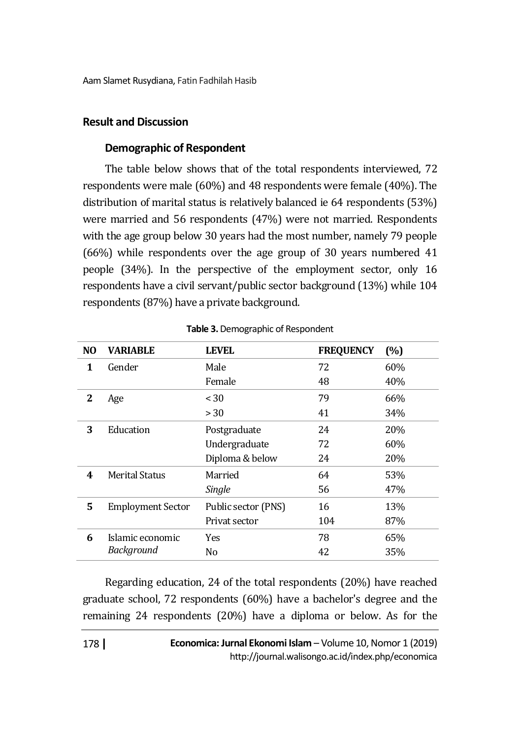## Result and Discussion

### Demographic of Respondent

The table below shows that of the total respondents interviewed, 72 respondents were male (60%) and 48 respondents were female (40%). The distribution of marital status is relatively balanced ie 64 respondents (53%) were married and 56 respondents (47%) were not married. Respondents with the age group below 30 years had the most number, namely 79 people (66%) while respondents over the age group of 30 years numbered 41 people (34%). In the perspective of the employment sector, only 16 respondents have a civil servant/public sector background (13%) while 104 respondents (87%) have a private background.

**Table 3.** Demographic of Respondent

| NO | VARIABLE | LEVEL | FREQUENCY | (%) |
|---|---|---|---|---|
| 1 | Gender | Male | 72 | 60% |
| | | Female | 48 | 40% |
| 2 | Age | < 30 | 79 | 66% |
| | | > 30 | 41 | 34% |
| 3 | Education | Postgraduate | 24 | 20% |
| | | Undergraduate | 72 | 60% |
| | | Diploma & below | 24 | 20% |
| 4 | Merital Status | Married | 64 | 53% |
| | | *Single* | 56 | 47% |
| 5 | Employment Sector | Public sector (PNS) | 16 | 13% |
| | | Privat sector | 104 | 87% |
| 6 | Islamic economic *Background* | Yes | 78 | 65% |
| | | No | 42 | 35% |

Regarding education, 24 of the total respondents (20%) have reached graduate school, 72 respondents (60%) have a bachelor's degree and the remaining 24 respondents (20%) have a diploma or below. As for the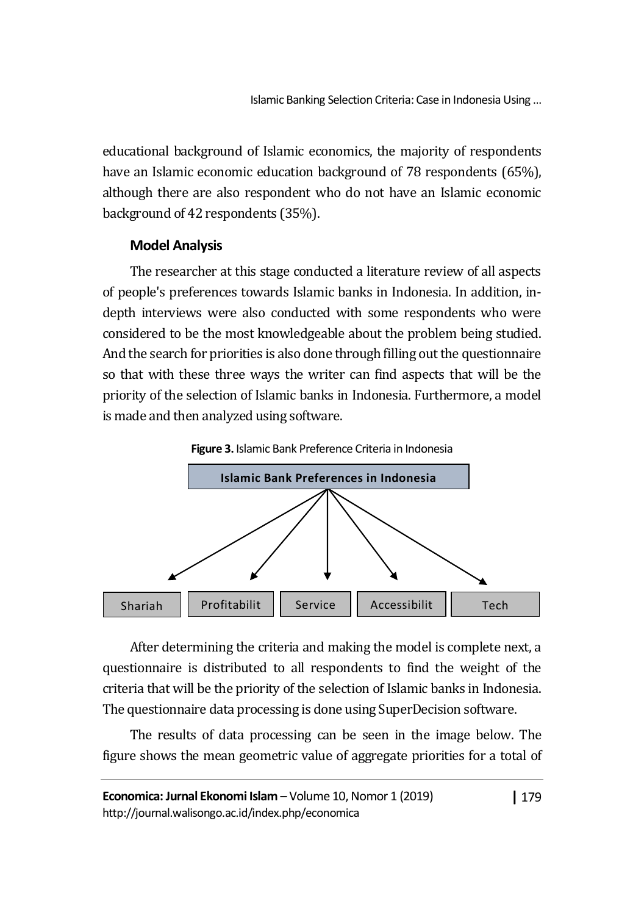educational background of Islamic economics, the majority of respondents have an Islamic economic education background of 78 respondents (65%), although there are also respondent who do not have an Islamic economic background of 42 respondents (35%).

### Model Analysis

The researcher at this stage conducted a literature review of all aspects of people's preferences towards Islamic banks in Indonesia. In addition, in-depth interviews were also conducted with some respondents who were considered to be the most knowledgeable about the problem being studied. And the search for priorities is also done through filling out the questionnaire so that with these three ways the writer can find aspects that will be the priority of the selection of Islamic banks in Indonesia. Furthermore, a model is made and then analyzed using software.

**Figure 3.** Islamic Bank Preference Criteria in Indonesia

**Islamic Bank Preferences in Indonesia**

Shariah | Profitabilit | Service | Accessibilit | Tech

After determining the criteria and making the model is complete next, a questionnaire is distributed to all respondents to find the weight of the criteria that will be the priority of the selection of Islamic banks in Indonesia. The questionnaire data processing is done using SuperDecision software.

The results of data processing can be seen in the image below. The figure shows the mean geometric value of aggregate priorities for a total of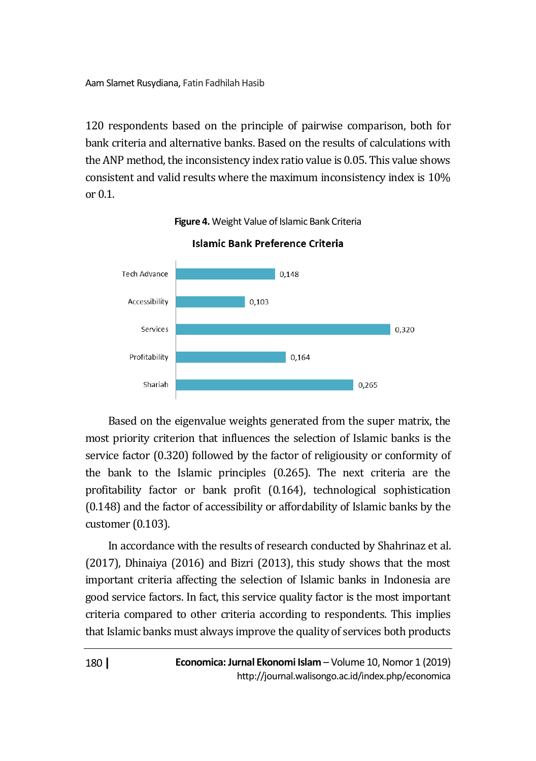120 respondents based on the principle of pairwise comparison, both for bank criteria and alternative banks. Based on the results of calculations with the ANP method, the inconsistency index ratio value is 0.05. This value shows consistent and valid results where the maximum inconsistency index is 10% or 0.1.

**Figure 4.** Weight Value of Islamic Bank Criteria

**Islamic Bank Preference Criteria**

| Criteria | Weight |
|---|---|
| Tech Advance | 0,148 |
| Accessibility | 0,103 |
| Services | 0,320 |
| Profitability | 0,164 |
| Shariah | 0,265 |

Based on the eigenvalue weights generated from the super matrix, the most priority criterion that influences the selection of Islamic banks is the service factor (0.320) followed by the factor of religiousity or conformity of the bank to the Islamic principles (0.265). The next criteria are the profitability factor or bank profit (0.164), technological sophistication (0.148) and the factor of accessibility or affordability of Islamic banks by the customer (0.103).

In accordance with the results of research conducted by Shahrinaz et al. (2017), Dhinaiya (2016) and Bizri (2013), this study shows that the most important criteria affecting the selection of Islamic banks in Indonesia are good service factors. In fact, this service quality factor is the most important criteria compared to other criteria according to respondents. This implies that Islamic banks must always improve the quality of services both products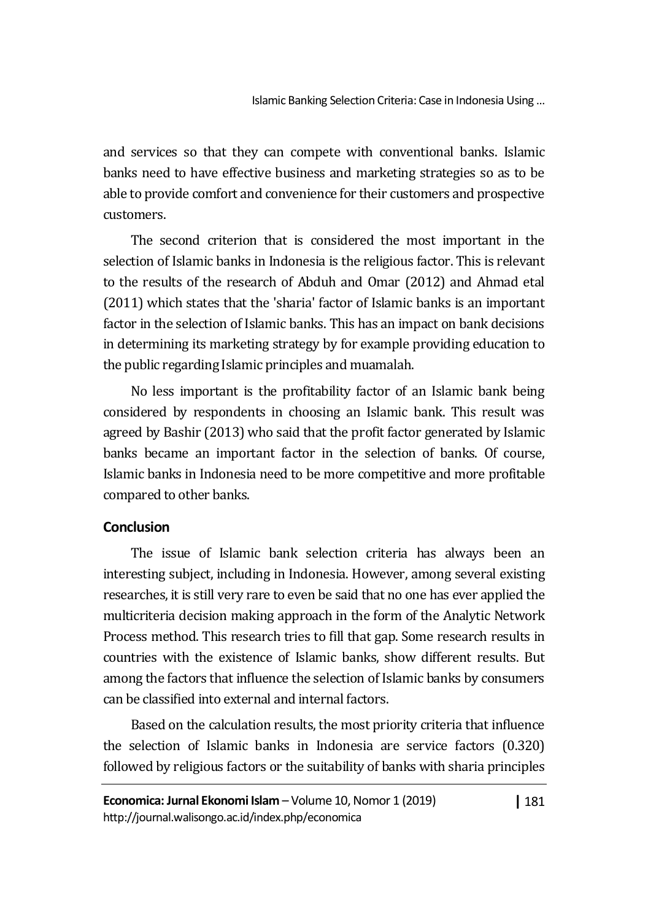and services so that they can compete with conventional banks. Islamic banks need to have effective business and marketing strategies so as to be able to provide comfort and convenience for their customers and prospective customers.

The second criterion that is considered the most important in the selection of Islamic banks in Indonesia is the religious factor. This is relevant to the results of the research of Abduh and Omar (2012) and Ahmad etal (2011) which states that the 'sharia' factor of Islamic banks is an important factor in the selection of Islamic banks. This has an impact on bank decisions in determining its marketing strategy by for example providing education to the public regarding Islamic principles and muamalah.

No less important is the profitability factor of an Islamic bank being considered by respondents in choosing an Islamic bank. This result was agreed by Bashir (2013) who said that the profit factor generated by Islamic banks became an important factor in the selection of banks. Of course, Islamic banks in Indonesia need to be more competitive and more profitable compared to other banks.

## Conclusion

The issue of Islamic bank selection criteria has always been an interesting subject, including in Indonesia. However, among several existing researches, it is still very rare to even be said that no one has ever applied the multicriteria decision making approach in the form of the Analytic Network Process method. This research tries to fill that gap. Some research results in countries with the existence of Islamic banks, show different results. But among the factors that influence the selection of Islamic banks by consumers can be classified into external and internal factors.

Based on the calculation results, the most priority criteria that influence the selection of Islamic banks in Indonesia are service factors (0.320) followed by religious factors or the suitability of banks with sharia principles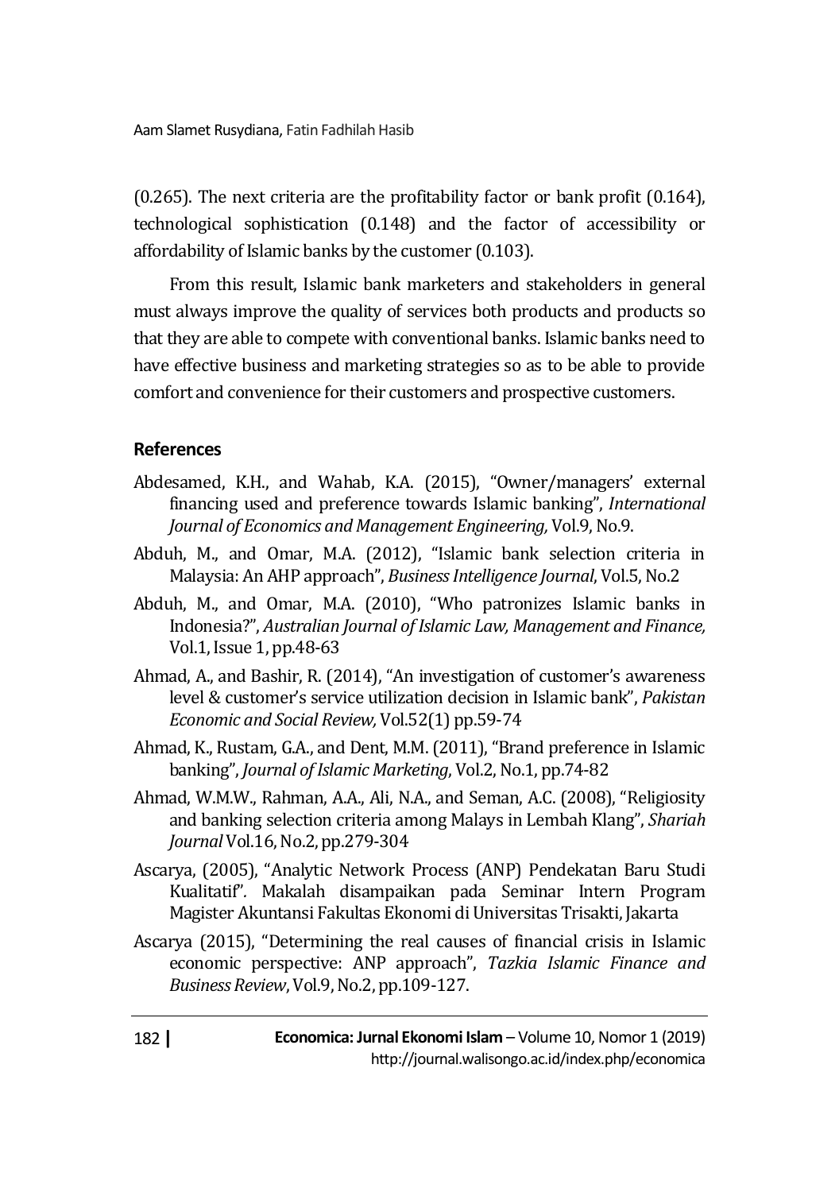(0.265). The next criteria are the profitability factor or bank profit (0.164), technological sophistication (0.148) and the factor of accessibility or affordability of Islamic banks by the customer (0.103).

From this result, Islamic bank marketers and stakeholders in general must always improve the quality of services both products and products so that they are able to compete with conventional banks. Islamic banks need to have effective business and marketing strategies so as to be able to provide comfort and convenience for their customers and prospective customers.

## References

Abdesamed, K.H., and Wahab, K.A. (2015), "Owner/managers' external financing used and preference towards Islamic banking", *International Journal of Economics and Management Engineering,* Vol.9, No.9.

Abduh, M., and Omar, M.A. (2012), "Islamic bank selection criteria in Malaysia: An AHP approach", *Business Intelligence Journal*, Vol.5, No.2

Abduh, M., and Omar, M.A. (2010), "Who patronizes Islamic banks in Indonesia?", *Australian Journal of Islamic Law, Management and Finance,* Vol.1, Issue 1, pp.48-63

Ahmad, A., and Bashir, R. (2014), "An investigation of customer's awareness level & customer's service utilization decision in Islamic bank", *Pakistan Economic and Social Review,* Vol.52(1) pp.59-74

Ahmad, K., Rustam, G.A., and Dent, M.M. (2011), "Brand preference in Islamic banking", *Journal of Islamic Marketing*, Vol.2, No.1, pp.74-82

Ahmad, W.M.W., Rahman, A.A., Ali, N.A., and Seman, A.C. (2008), "Religiosity and banking selection criteria among Malays in Lembah Klang", *Shariah Journal* Vol.16, No.2, pp.279-304

Ascarya, (2005), "Analytic Network Process (ANP) Pendekatan Baru Studi Kualitatif". Makalah disampaikan pada Seminar Intern Program Magister Akuntansi Fakultas Ekonomi di Universitas Trisakti, Jakarta

Ascarya (2015), "Determining the real causes of financial crisis in Islamic economic perspective: ANP approach", *Tazkia Islamic Finance and Business Review*, Vol.9, No.2, pp.109-127.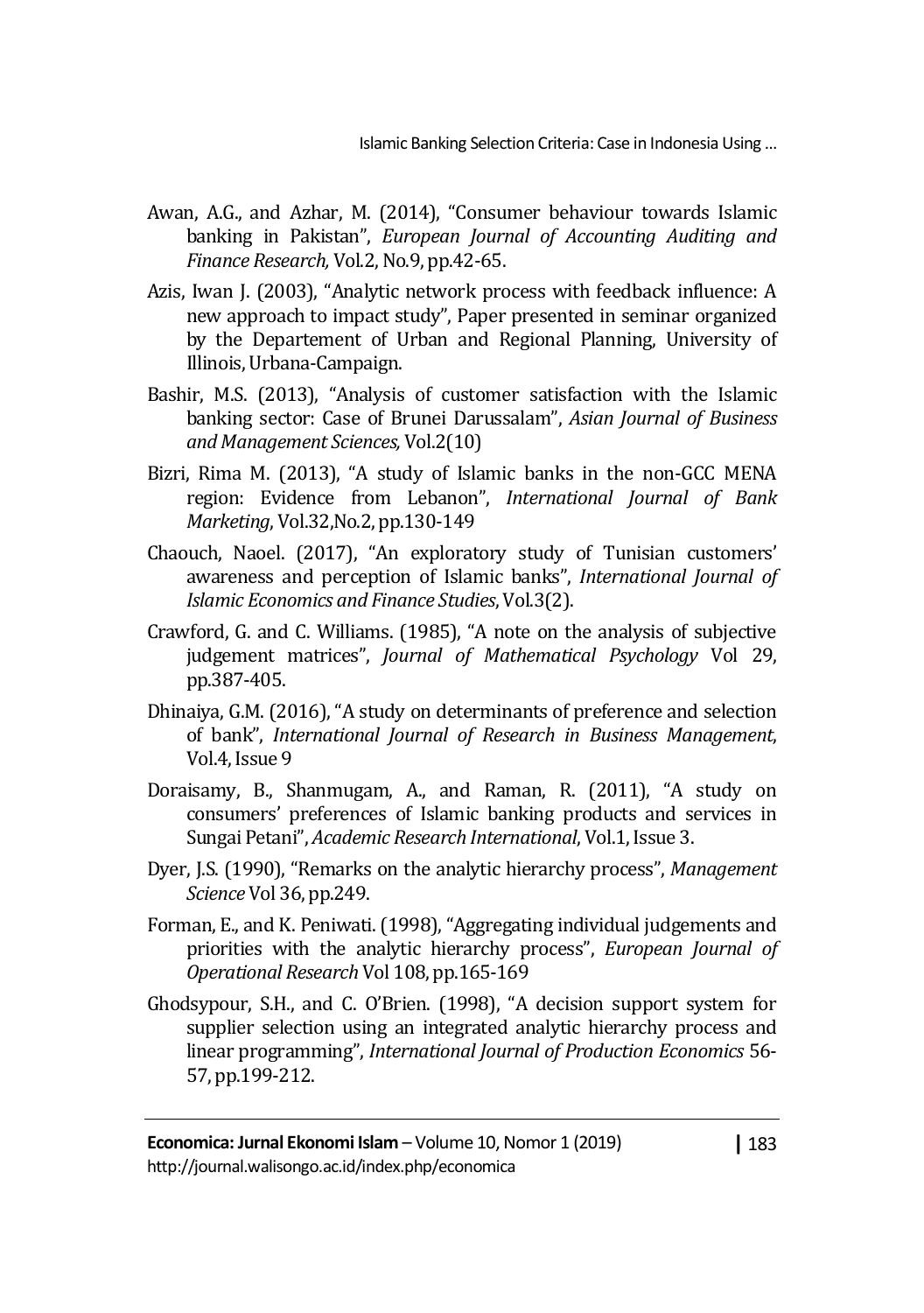Awan, A.G., and Azhar, M. (2014), "Consumer behaviour towards Islamic banking in Pakistan", *European Journal of Accounting Auditing and Finance Research,* Vol.2, No.9, pp.42-65.

Azis, Iwan J. (2003), "Analytic network process with feedback influence: A new approach to impact study", Paper presented in seminar organized by the Departement of Urban and Regional Planning, University of Illinois, Urbana-Campaign.

Bashir, M.S. (2013), "Analysis of customer satisfaction with the Islamic banking sector: Case of Brunei Darussalam", *Asian Journal of Business and Management Sciences,* Vol.2(10)

Bizri, Rima M. (2013), "A study of Islamic banks in the non-GCC MENA region: Evidence from Lebanon", *International Journal of Bank Marketing*, Vol.32,No.2, pp.130-149

Chaouch, Naoel. (2017), "An exploratory study of Tunisian customers' awareness and perception of Islamic banks", *International Journal of Islamic Economics and Finance Studies*, Vol.3(2).

Crawford, G. and C. Williams. (1985), "A note on the analysis of subjective judgement matrices", *Journal of Mathematical Psychology* Vol 29, pp.387-405.

Dhinaiya, G.M. (2016), "A study on determinants of preference and selection of bank", *International Journal of Research in Business Management*, Vol.4, Issue 9

Doraisamy, B., Shanmugam, A., and Raman, R. (2011), "A study on consumers' preferences of Islamic banking products and services in Sungai Petani", *Academic Research International*, Vol.1, Issue 3.

Dyer, J.S. (1990), "Remarks on the analytic hierarchy process", *Management Science* Vol 36, pp.249.

Forman, E., and K. Peniwati. (1998), "Aggregating individual judgements and priorities with the analytic hierarchy process", *European Journal of Operational Research* Vol 108, pp.165-169

Ghodsypour, S.H., and C. O'Brien. (1998), "A decision support system for supplier selection using an integrated analytic hierarchy process and linear programming", *International Journal of Production Economics* 56-57, pp.199-212.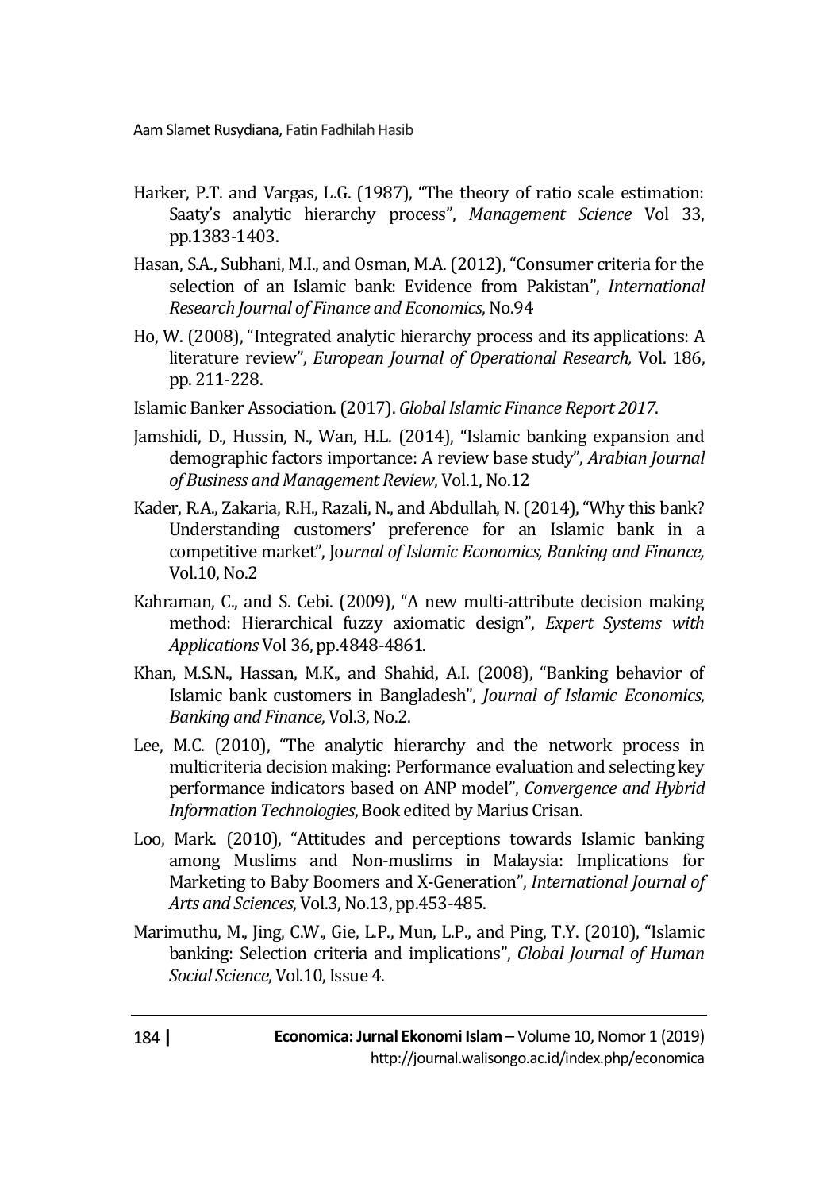Harker, P.T. and Vargas, L.G. (1987), "The theory of ratio scale estimation: Saaty's analytic hierarchy process", *Management Science* Vol 33, pp.1383-1403.

Hasan, S.A., Subhani, M.I., and Osman, M.A. (2012), "Consumer criteria for the selection of an Islamic bank: Evidence from Pakistan", *International Research Journal of Finance and Economics*, No.94

Ho, W. (2008), "Integrated analytic hierarchy process and its applications: A literature review", *European Journal of Operational Research,* Vol. 186, pp. 211-228.

Islamic Banker Association. (2017). *Global Islamic Finance Report 2017*.

Jamshidi, D., Hussin, N., Wan, H.L. (2014), "Islamic banking expansion and demographic factors importance: A review base study", *Arabian Journal of Business and Management Review*, Vol.1, No.12

Kader, R.A., Zakaria, R.H., Razali, N., and Abdullah, N. (2014), "Why this bank? Understanding customers' preference for an Islamic bank in a competitive market", Jo*urnal of Islamic Economics, Banking and Finance,* Vol.10, No.2

Kahraman, C., and S. Cebi. (2009), "A new multi-attribute decision making method: Hierarchical fuzzy axiomatic design", *Expert Systems with Applications* Vol 36, pp.4848-4861.

Khan, M.S.N., Hassan, M.K., and Shahid, A.I. (2008), "Banking behavior of Islamic bank customers in Bangladesh", *Journal of Islamic Economics, Banking and Finance*, Vol.3, No.2.

Lee, M.C. (2010), "The analytic hierarchy and the network process in multicriteria decision making: Performance evaluation and selecting key performance indicators based on ANP model", *Convergence and Hybrid Information Technologies*, Book edited by Marius Crisan.

Loo, Mark. (2010), "Attitudes and perceptions towards Islamic banking among Muslims and Non-muslims in Malaysia: Implications for Marketing to Baby Boomers and X-Generation", *International Journal of Arts and Sciences*, Vol.3, No.13, pp.453-485.

Marimuthu, M., Jing, C.W., Gie, L.P., Mun, L.P., and Ping, T.Y. (2010), "Islamic banking: Selection criteria and implications", *Global Journal of Human Social Science*, Vol.10, Issue 4.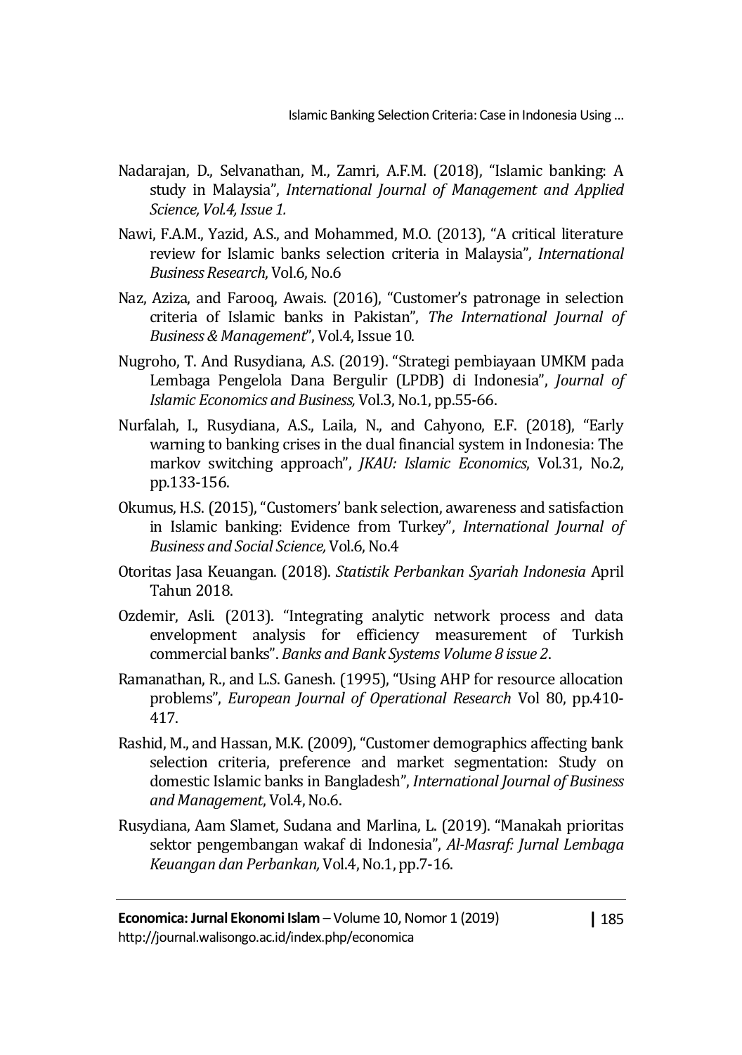Nadarajan, D., Selvanathan, M., Zamri, A.F.M. (2018), "Islamic banking: A study in Malaysia", *International Journal of Management and Applied Science, Vol.4, Issue 1.*

Nawi, F.A.M., Yazid, A.S., and Mohammed, M.O. (2013), "A critical literature review for Islamic banks selection criteria in Malaysia", *International Business Research*, Vol.6, No.6

Naz, Aziza, and Farooq, Awais. (2016), "Customer's patronage in selection criteria of Islamic banks in Pakistan", *The International Journal of Business & Management*", Vol.4, Issue 10.

Nugroho, T. And Rusydiana, A.S. (2019). "Strategi pembiayaan UMKM pada Lembaga Pengelola Dana Bergulir (LPDB) di Indonesia", *Journal of Islamic Economics and Business,* Vol.3, No.1, pp.55-66.

Nurfalah, I., Rusydiana, A.S., Laila, N., and Cahyono, E.F. (2018), "Early warning to banking crises in the dual financial system in Indonesia: The markov switching approach", *JKAU: Islamic Economics*, Vol.31, No.2, pp.133-156.

Okumus, H.S. (2015), "Customers' bank selection, awareness and satisfaction in Islamic banking: Evidence from Turkey", *International Journal of Business and Social Science,* Vol.6, No.4

Otoritas Jasa Keuangan. (2018). *Statistik Perbankan Syariah Indonesia* April Tahun 2018.

Ozdemir, Asli. (2013). "Integrating analytic network process and data envelopment analysis for efficiency measurement of Turkish commercial banks". *Banks and Bank Systems Volume 8 issue 2*.

Ramanathan, R., and L.S. Ganesh. (1995), "Using AHP for resource allocation problems", *European Journal of Operational Research* Vol 80, pp.410-417.

Rashid, M., and Hassan, M.K. (2009), "Customer demographics affecting bank selection criteria, preference and market segmentation: Study on domestic Islamic banks in Bangladesh", *International Journal of Business and Management*, Vol.4, No.6.

Rusydiana, Aam Slamet, Sudana and Marlina, L. (2019). "Manakah prioritas sektor pengembangan wakaf di Indonesia", *Al-Masraf: Jurnal Lembaga Keuangan dan Perbankan,* Vol.4, No.1, pp.7-16.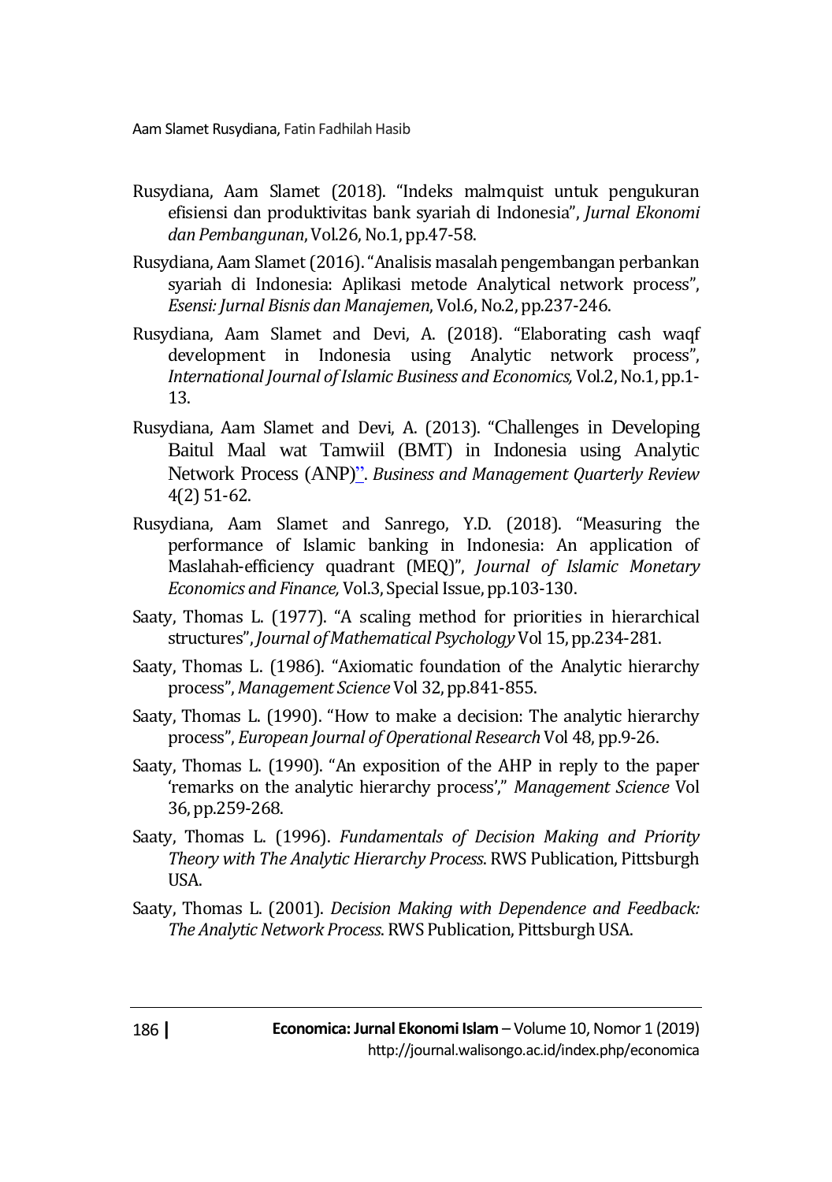Rusydiana, Aam Slamet (2018). "Indeks malmquist untuk pengukuran efisiensi dan produktivitas bank syariah di Indonesia", *Jurnal Ekonomi dan Pembangunan*, Vol.26, No.1, pp.47-58.

Rusydiana, Aam Slamet (2016). "Analisis masalah pengembangan perbankan syariah di Indonesia: Aplikasi metode Analytical network process", *Esensi: Jurnal Bisnis dan Manajemen*, Vol.6, No.2, pp.237-246.

Rusydiana, Aam Slamet and Devi, A. (2018). "Elaborating cash waqf development in Indonesia using Analytic network process", *International Journal of Islamic Business and Economics,* Vol.2, No.1, pp.1-13.

Rusydiana, Aam Slamet and Devi, A. (2013). "Challenges in Developing Baitul Maal wat Tamwiil (BMT) in Indonesia using Analytic Network Process (ANP)". *Business and Management Quarterly Review* 4(2) 51-62.

Rusydiana, Aam Slamet and Sanrego, Y.D. (2018). "Measuring the performance of Islamic banking in Indonesia: An application of Maslahah-efficiency quadrant (MEQ)", *Journal of Islamic Monetary Economics and Finance,* Vol.3, Special Issue, pp.103-130.

Saaty, Thomas L. (1977). "A scaling method for priorities in hierarchical structures", *Journal of Mathematical Psychology* Vol 15, pp.234-281.

Saaty, Thomas L. (1986). "Axiomatic foundation of the Analytic hierarchy process", *Management Science* Vol 32, pp.841-855.

Saaty, Thomas L. (1990). "How to make a decision: The analytic hierarchy process", *European Journal of Operational Research* Vol 48, pp.9-26.

Saaty, Thomas L. (1990). "An exposition of the AHP in reply to the paper 'remarks on the analytic hierarchy process'," *Management Science* Vol 36, pp.259-268.

Saaty, Thomas L. (1996). *Fundamentals of Decision Making and Priority Theory with The Analytic Hierarchy Process*. RWS Publication, Pittsburgh USA.

Saaty, Thomas L. (2001). *Decision Making with Dependence and Feedback: The Analytic Network Process*. RWS Publication, Pittsburgh USA.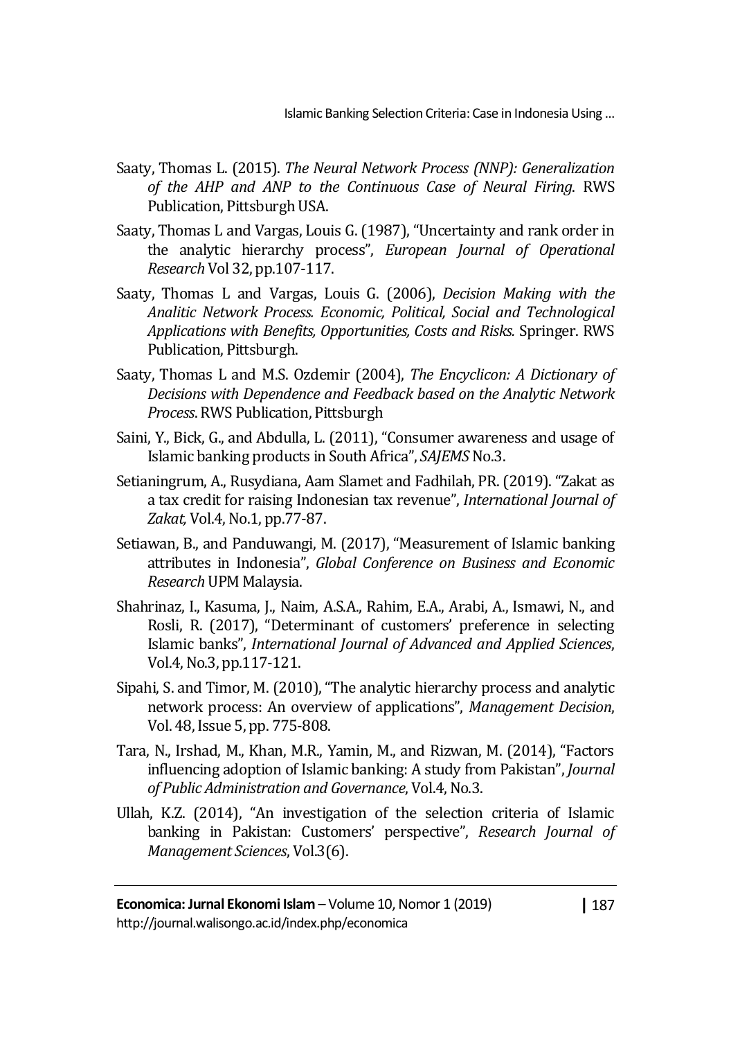Saaty, Thomas L. (2015). *The Neural Network Process (NNP): Generalization of the AHP and ANP to the Continuous Case of Neural Firing*. RWS Publication, Pittsburgh USA.

Saaty, Thomas L and Vargas, Louis G. (1987), "Uncertainty and rank order in the analytic hierarchy process", *European Journal of Operational Research* Vol 32, pp.107-117.

Saaty, Thomas L and Vargas, Louis G. (2006), *Decision Making with the Analitic Network Process. Economic, Political, Social and Technological Applications with Benefits, Opportunities, Costs and Risks.* Springer. RWS Publication, Pittsburgh.

Saaty, Thomas L and M.S. Ozdemir (2004), *The Encyclicon: A Dictionary of Decisions with Dependence and Feedback based on the Analytic Network Process*. RWS Publication, Pittsburgh

Saini, Y., Bick, G., and Abdulla, L. (2011), "Consumer awareness and usage of Islamic banking products in South Africa", *SAJEMS* No.3.

Setianingrum, A., Rusydiana, Aam Slamet and Fadhilah, PR. (2019). "Zakat as a tax credit for raising Indonesian tax revenue", *International Journal of Zakat,* Vol.4, No.1, pp.77-87.

Setiawan, B., and Panduwangi, M. (2017), "Measurement of Islamic banking attributes in Indonesia", *Global Conference on Business and Economic Research* UPM Malaysia.

Shahrinaz, I., Kasuma, J., Naim, A.S.A., Rahim, E.A., Arabi, A., Ismawi, N., and Rosli, R. (2017), "Determinant of customers' preference in selecting Islamic banks", *International Journal of Advanced and Applied Sciences*, Vol.4, No.3, pp.117-121.

Sipahi, S. and Timor, M. (2010), "The analytic hierarchy process and analytic network process: An overview of applications", *Management Decision*, Vol. 48, Issue 5, pp. 775-808.

Tara, N., Irshad, M., Khan, M.R., Yamin, M., and Rizwan, M. (2014), "Factors influencing adoption of Islamic banking: A study from Pakistan", *Journal of Public Administration and Governance,* Vol.4, No.3.

Ullah, K.Z. (2014), "An investigation of the selection criteria of Islamic banking in Pakistan: Customers' perspective", *Research Journal of Management Sciences*, Vol.3(6).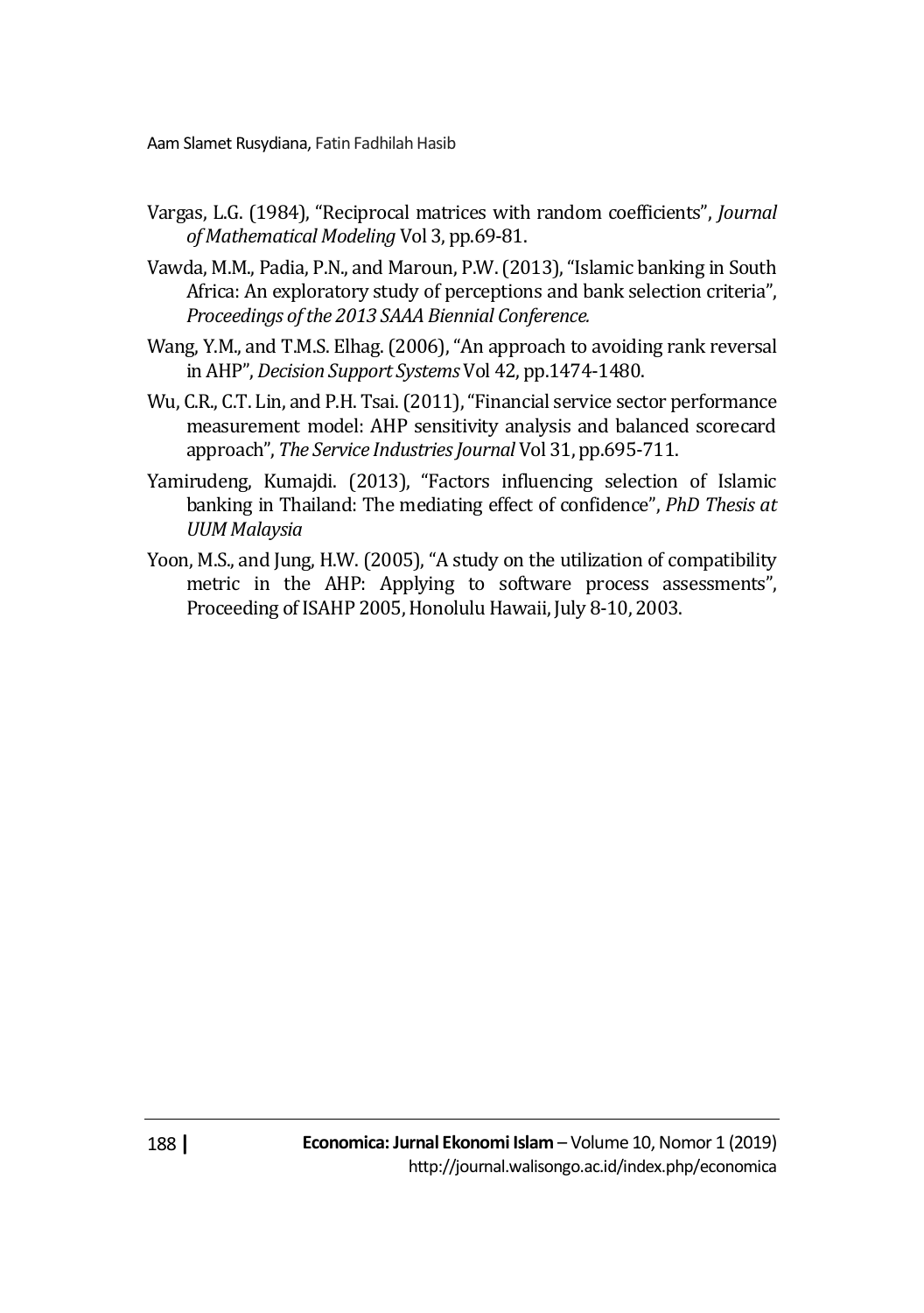Vargas, L.G. (1984), “Reciprocal matrices with random coefficients”, *Journal of Mathematical Modeling* Vol 3, pp.69-81.

Vawda, M.M., Padia, P.N., and Maroun, P.W. (2013), “Islamic banking in South Africa: An exploratory study of perceptions and bank selection criteria”, *Proceedings of the 2013 SAAA Biennial Conference.*

Wang, Y.M., and T.M.S. Elhag. (2006), “An approach to avoiding rank reversal in AHP”, *Decision Support Systems* Vol 42, pp.1474-1480.

Wu, C.R., C.T. Lin, and P.H. Tsai. (2011), “Financial service sector performance measurement model: AHP sensitivity analysis and balanced scorecard approach”, *The Service Industries Journal* Vol 31, pp.695-711.

Yamirudeng, Kumajdi. (2013), “Factors influencing selection of Islamic banking in Thailand: The mediating effect of confidence”, *PhD Thesis at UUM Malaysia*

Yoon, M.S., and Jung, H.W. (2005), “A study on the utilization of compatibility metric in the AHP: Applying to software process assessments”, Proceeding of ISAHP 2005, Honolulu Hawaii, July 8-10, 2003.